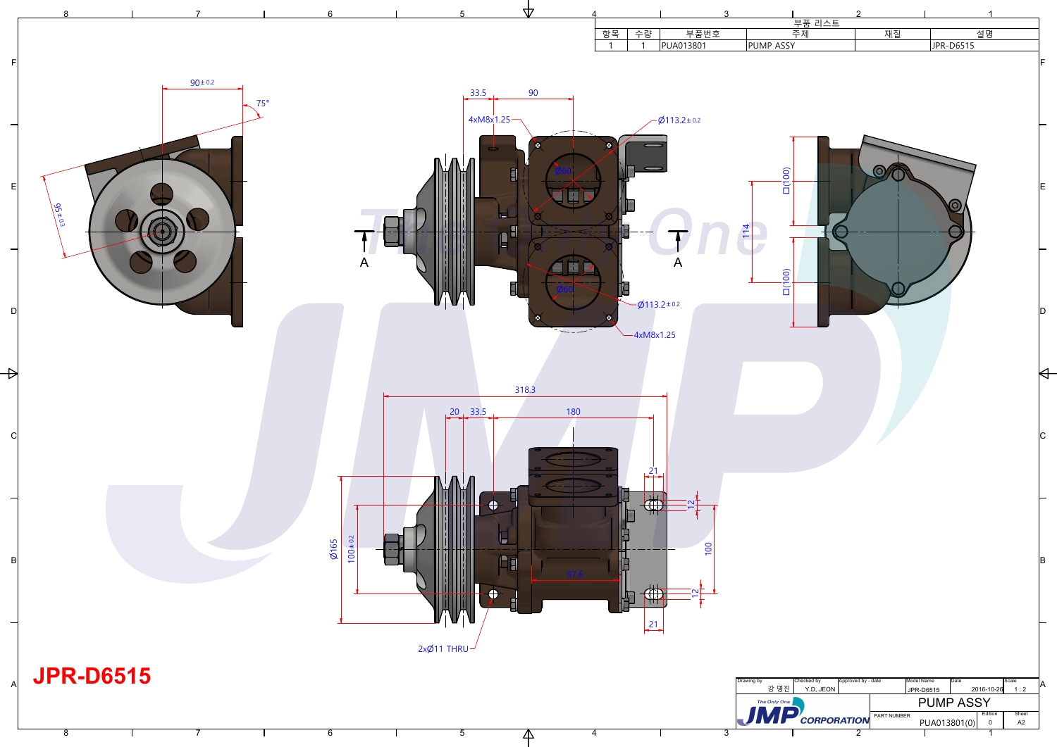# JPR-D6515

| 부품 리스트 | | | | | |
|---|---|---|---|---|---|
| 항목 | 수량 | 부품번호 | 주제 | 재질 | 설명 |
| 1 | 1 | PUA013801 | PUMP ASSY | | JPR-D6515 |

90±0.2

75°

95±0.3

33.5 90

4xM8x1.25

Ø113.2±0.2

Ø60

Ø60

Ø113.2±0.2

4xM8x1.25

A A

□(100)

114

□(100)

318.3

20 33.5 180

21

12

Ø165

100±0.2

100

97.6

12

21

2xØ11 THRU

| Drawing by | Checked by | Approved by - date | Model Name | Date | Scale |
|---|---|---|---|---|---|
| 강 명진 | Y.D. JEON | | JPR-D6515 | 2016-10-26 | 1 : 2 |

The Only One JMP CORPORATION

PUMP ASSY

| PART NUMBER | Edition | Sheet |
|---|---|---|
| PUA013801(0) | 0 | A2 |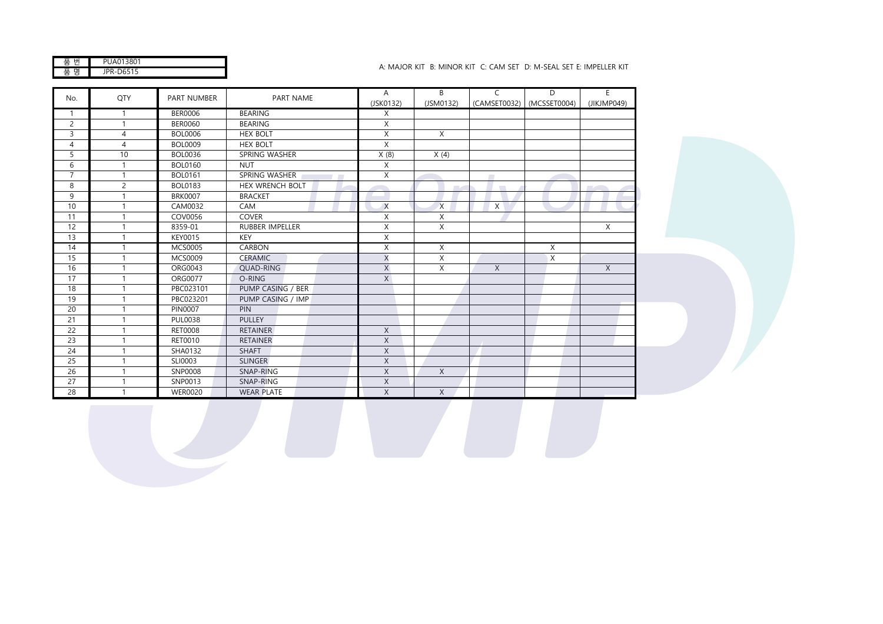| 품 번 | PUA013801 |
|---|---|
| 품 명 | JPR-D6515 |

A: MAJOR KIT B: MINOR KIT C: CAM SET D: M-SEAL SET E: IMPELLER KIT

| No. | QTY | PART NUMBER | PART NAME | A (JSK0132) | B (JSM0132) | C (CAMSET0032) | D (MCSSET0004) | E (JIKJMP049) |
|---|---|---|---|---|---|---|---|---|
| 1 | 1 | BER0006 | BEARING | X | | | | |
| 2 | 1 | BER0060 | BEARING | X | | | | |
| 3 | 4 | BOL0006 | HEX BOLT | X | X | | | |
| 4 | 4 | BOL0009 | HEX BOLT | X | | | | |
| 5 | 10 | BOL0036 | SPRING WASHER | X (8) | X (4) | | | |
| 6 | 1 | BOL0160 | NUT | X | | | | |
| 7 | 1 | BOL0161 | SPRING WASHER | X | | | | |
| 8 | 2 | BOL0183 | HEX WRENCH BOLT | | | | | |
| 9 | 1 | BRK0007 | BRACKET | | | | | |
| 10 | 1 | CAM0032 | CAM | X | X | X | | |
| 11 | 1 | COV0056 | COVER | X | X | | | |
| 12 | 1 | 8359-01 | RUBBER IMPELLER | X | X | | | X |
| 13 | 1 | KEY0015 | KEY | X | | | | |
| 14 | 1 | MCS0005 | CARBON | X | X | | X | |
| 15 | 1 | MCS0009 | CERAMIC | X | X | | X | |
| 16 | 1 | ORG0043 | QUAD-RING | X | X | X | | X |
| 17 | 1 | ORG0077 | O-RING | X | | | | |
| 18 | 1 | PBC023101 | PUMP CASING / BER | | | | | |
| 19 | 1 | PBC023201 | PUMP CASING / IMP | | | | | |
| 20 | 1 | PIN0007 | PIN | | | | | |
| 21 | 1 | PUL0038 | PULLEY | | | | | |
| 22 | 1 | RET0008 | RETAINER | X | | | | |
| 23 | 1 | RET0010 | RETAINER | X | | | | |
| 24 | 1 | SHA0132 | SHAFT | X | | | | |
| 25 | 1 | SLI0003 | SLINGER | X | | | | |
| 26 | 1 | SNP0008 | SNAP-RING | X | X | | | |
| 27 | 1 | SNP0013 | SNAP-RING | X | | | | |
| 28 | 1 | WER0020 | WEAR PLATE | X | X | | | |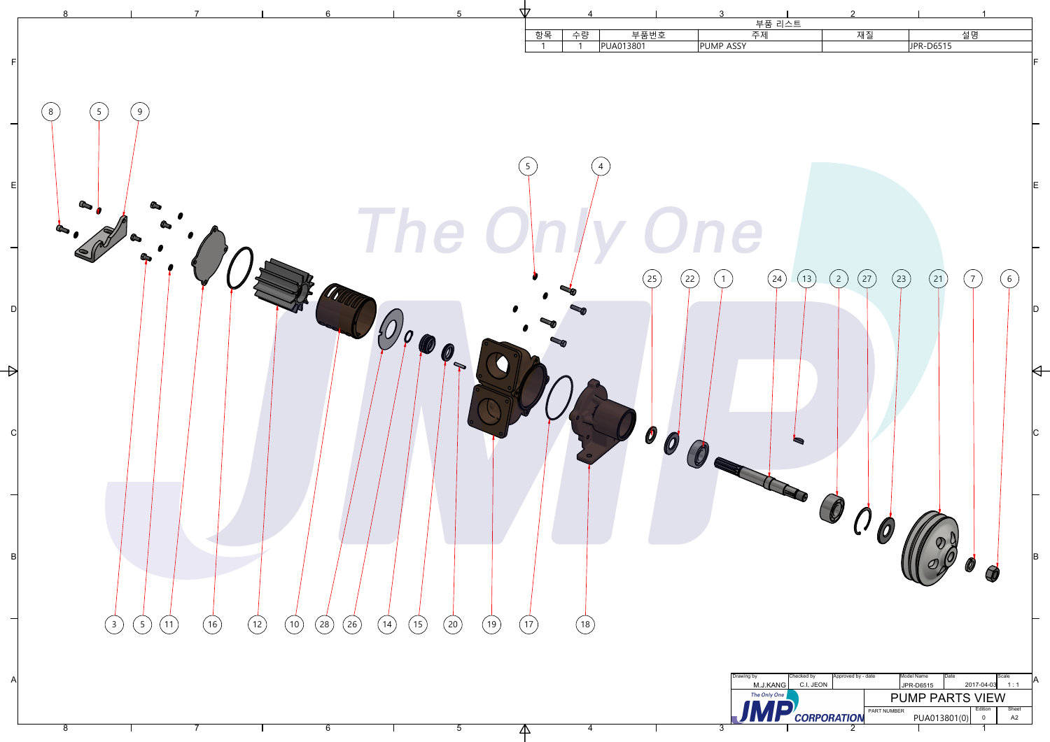| 부품 리스트 | | | | | |
|---|---|---|---|---|---|
| 항목 | 수량 | 부품번호 | 주제 | 재질 | 설명 |
| 1 | 1 | PUA013801 | PUMP ASSY | | JPR-D6515 |

8 5 9

5 4

25 22 1 24 13 2 27 23 21 7 6

3 5 11 16 12 10 28 26 14 15 20 19 17 18

The Only One

| Drawing by | Checked by | Approved by - date | Model Name | Date | Scale |
|---|---|---|---|---|---|
| M.J.KANG | C.I. JEON | | JPR-D6515 | 2017-04-03 | 1 : 1 |
| The Only One JMP CORPORATION | | | PUMP PARTS VIEW | | |
| | | | PART NUMBER PUA013801(0) | Edition 0 | Sheet A2 |